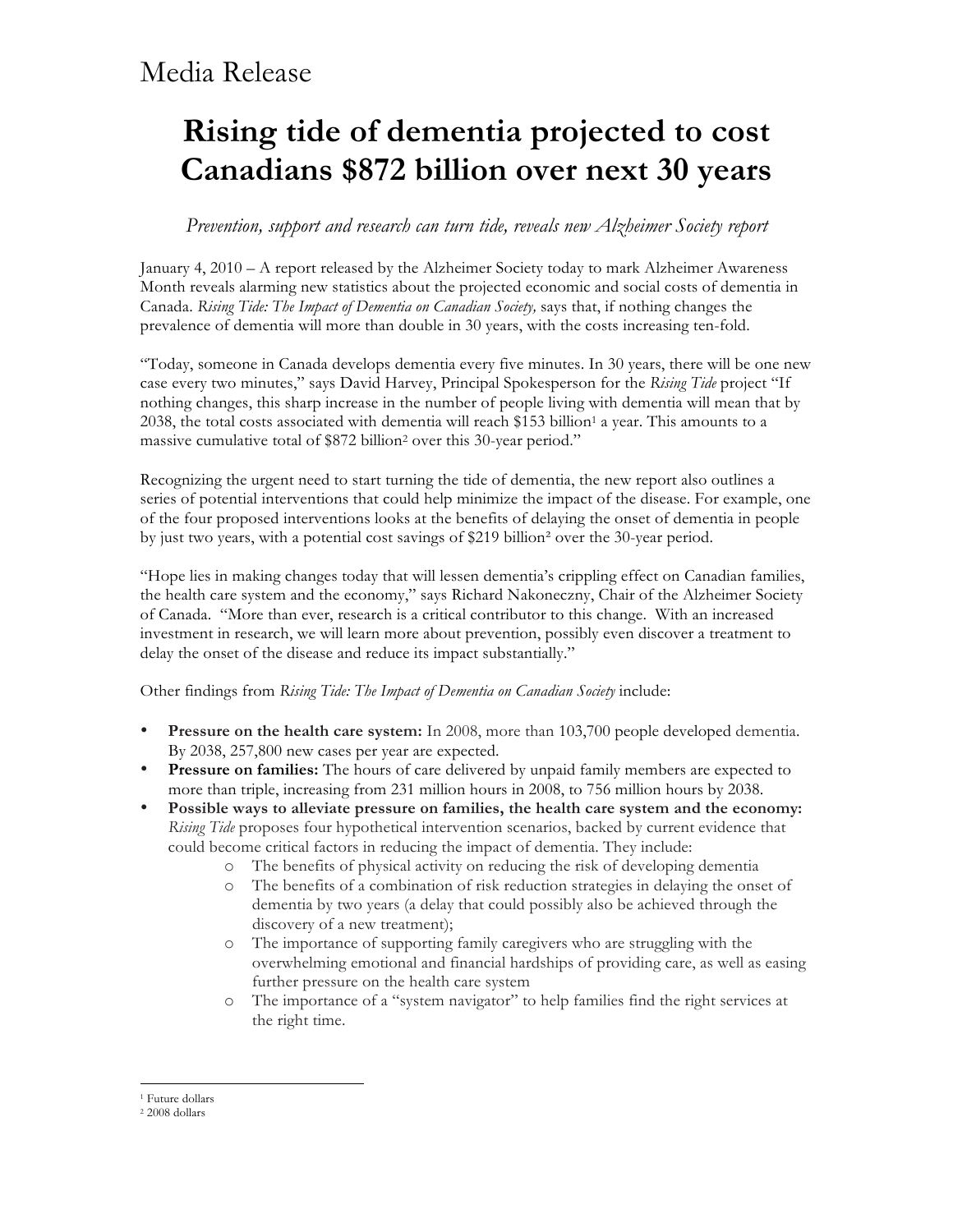Media Release

# Rising tide of dementia projected to cost Canadians $872 billion over next 30 years

*Prevention, support and research can turn tide, reveals new Alzheimer Society report*

January 4, 2010 – A report released by the Alzheimer Society today to mark Alzheimer Awareness Month reveals alarming new statistics about the projected economic and social costs of dementia in Canada. *Rising Tide: The Impact of Dementia on Canadian Society,* says that, if nothing changes the prevalence of dementia will more than double in 30 years, with the costs increasing ten-fold.

"Today, someone in Canada develops dementia every five minutes. In 30 years, there will be one new case every two minutes," says David Harvey, Principal Spokesperson for the *Rising Tide* project "If nothing changes, this sharp increase in the number of people living with dementia will mean that by 2038, the total costs associated with dementia will reach $153 billion[1] a year. This amounts to a massive cumulative total of $872 billion[2] over this 30-year period."

Recognizing the urgent need to start turning the tide of dementia, the new report also outlines a series of potential interventions that could help minimize the impact of the disease. For example, one of the four proposed interventions looks at the benefits of delaying the onset of dementia in people by just two years, with a potential cost savings of $219 billion[2] over the 30-year period.

"Hope lies in making changes today that will lessen dementia's crippling effect on Canadian families, the health care system and the economy," says Richard Nakoneczny, Chair of the Alzheimer Society of Canada. "More than ever, research is a critical contributor to this change. With an increased investment in research, we will learn more about prevention, possibly even discover a treatment to delay the onset of the disease and reduce its impact substantially."

Other findings from *Rising Tide: The Impact of Dementia on Canadian Society* include:

- **Pressure on the health care system:** In 2008, more than 103,700 people developed dementia. By 2038, 257,800 new cases per year are expected.
- **Pressure on families:** The hours of care delivered by unpaid family members are expected to more than triple, increasing from 231 million hours in 2008, to 756 million hours by 2038.
- **Possible ways to alleviate pressure on families, the health care system and the economy:** *Rising Tide* proposes four hypothetical intervention scenarios, backed by current evidence that could become critical factors in reducing the impact of dementia. They include:
  - The benefits of physical activity on reducing the risk of developing dementia
  - The benefits of a combination of risk reduction strategies in delaying the onset of dementia by two years (a delay that could possibly also be achieved through the discovery of a new treatment);
  - The importance of supporting family caregivers who are struggling with the overwhelming emotional and financial hardships of providing care, as well as easing further pressure on the health care system
  - The importance of a "system navigator" to help families find the right services at the right time.

---

[1] Future dollars
[2] 2008 dollars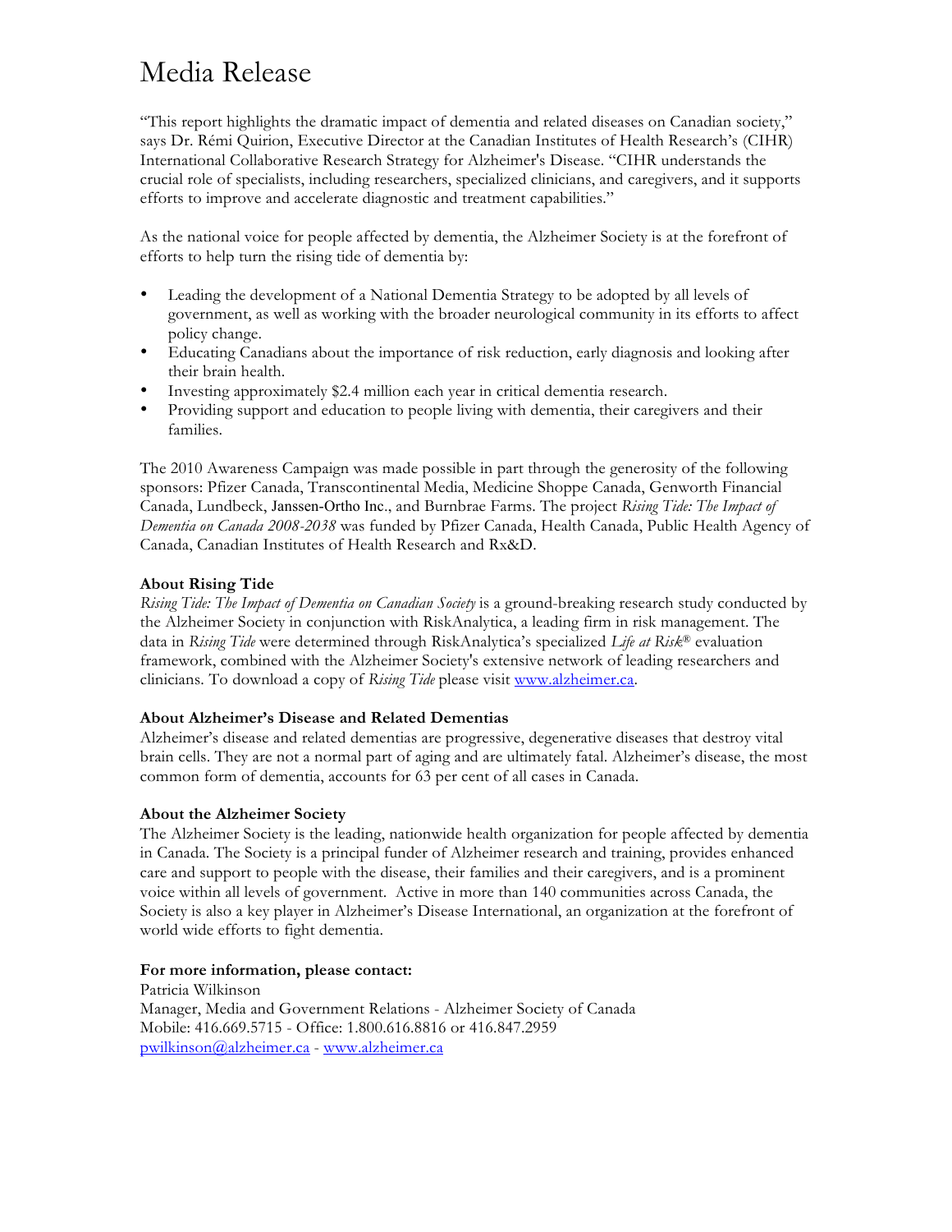# Media Release

"This report highlights the dramatic impact of dementia and related diseases on Canadian society," says Dr. Rémi Quirion, Executive Director at the Canadian Institutes of Health Research's (CIHR) International Collaborative Research Strategy for Alzheimer's Disease. "CIHR understands the crucial role of specialists, including researchers, specialized clinicians, and caregivers, and it supports efforts to improve and accelerate diagnostic and treatment capabilities."

As the national voice for people affected by dementia, the Alzheimer Society is at the forefront of efforts to help turn the rising tide of dementia by:

- Leading the development of a National Dementia Strategy to be adopted by all levels of government, as well as working with the broader neurological community in its efforts to affect policy change.
- Educating Canadians about the importance of risk reduction, early diagnosis and looking after their brain health.
- Investing approximately $2.4 million each year in critical dementia research.
- Providing support and education to people living with dementia, their caregivers and their families.

The 2010 Awareness Campaign was made possible in part through the generosity of the following sponsors: Pfizer Canada, Transcontinental Media, Medicine Shoppe Canada, Genworth Financial Canada, Lundbeck, Janssen-Ortho Inc., and Burnbrae Farms. The project *Rising Tide: The Impact of Dementia on Canada 2008-2038* was funded by Pfizer Canada, Health Canada, Public Health Agency of Canada, Canadian Institutes of Health Research and Rx&D.

**About Rising Tide**

*Rising Tide: The Impact of Dementia on Canadian Society* is a ground-breaking research study conducted by the Alzheimer Society in conjunction with RiskAnalytica, a leading firm in risk management. The data in *Rising Tide* were determined through RiskAnalytica's specialized *Life at Risk*® evaluation framework, combined with the Alzheimer Society's extensive network of leading researchers and clinicians. To download a copy of *Rising Tide* please visit [www.alzheimer.ca](http://www.alzheimer.ca).

**About Alzheimer's Disease and Related Dementias**

Alzheimer's disease and related dementias are progressive, degenerative diseases that destroy vital brain cells. They are not a normal part of aging and are ultimately fatal. Alzheimer's disease, the most common form of dementia, accounts for 63 per cent of all cases in Canada.

**About the Alzheimer Society**

The Alzheimer Society is the leading, nationwide health organization for people affected by dementia in Canada. The Society is a principal funder of Alzheimer research and training, provides enhanced care and support to people with the disease, their families and their caregivers, and is a prominent voice within all levels of government. Active in more than 140 communities across Canada, the Society is also a key player in Alzheimer's Disease International, an organization at the forefront of world wide efforts to fight dementia.

**For more information, please contact:**

Patricia Wilkinson
Manager, Media and Government Relations - Alzheimer Society of Canada
Mobile: 416.669.5715 - Office: 1.800.616.8816 or 416.847.2959
[pwilkinson@alzheimer.ca](mailto:pwilkinson@alzheimer.ca) - [www.alzheimer.ca](http://www.alzheimer.ca)